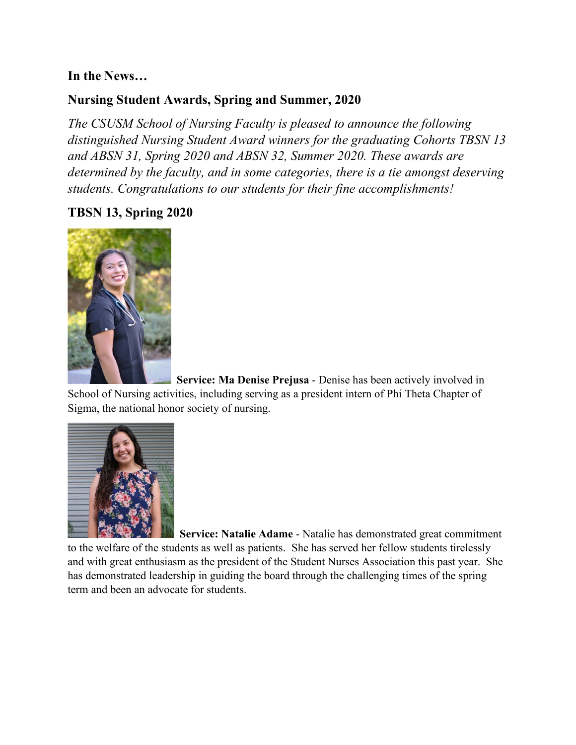**In the News…**

## Nursing Student Awards, Spring and Summer, 2020

*The CSUSM School of Nursing Faculty is pleased to announce the following distinguished Nursing Student Award winners for the graduating Cohorts TBSN 13 and ABSN 31, Spring 2020 and ABSN 32, Summer 2020. These awards are determined by the faculty, and in some categories, there is a tie amongst deserving students. Congratulations to our students for their fine accomplishments!*

### TBSN 13, Spring 2020

**Service: Ma Denise Prejusa** - Denise has been actively involved in School of Nursing activities, including serving as a president intern of Phi Theta Chapter of Sigma, the national honor society of nursing.

**Service: Natalie Adame** - Natalie has demonstrated great commitment to the welfare of the students as well as patients. She has served her fellow students tirelessly and with great enthusiasm as the president of the Student Nurses Association this past year. She has demonstrated leadership in guiding the board through the challenging times of the spring term and been an advocate for students.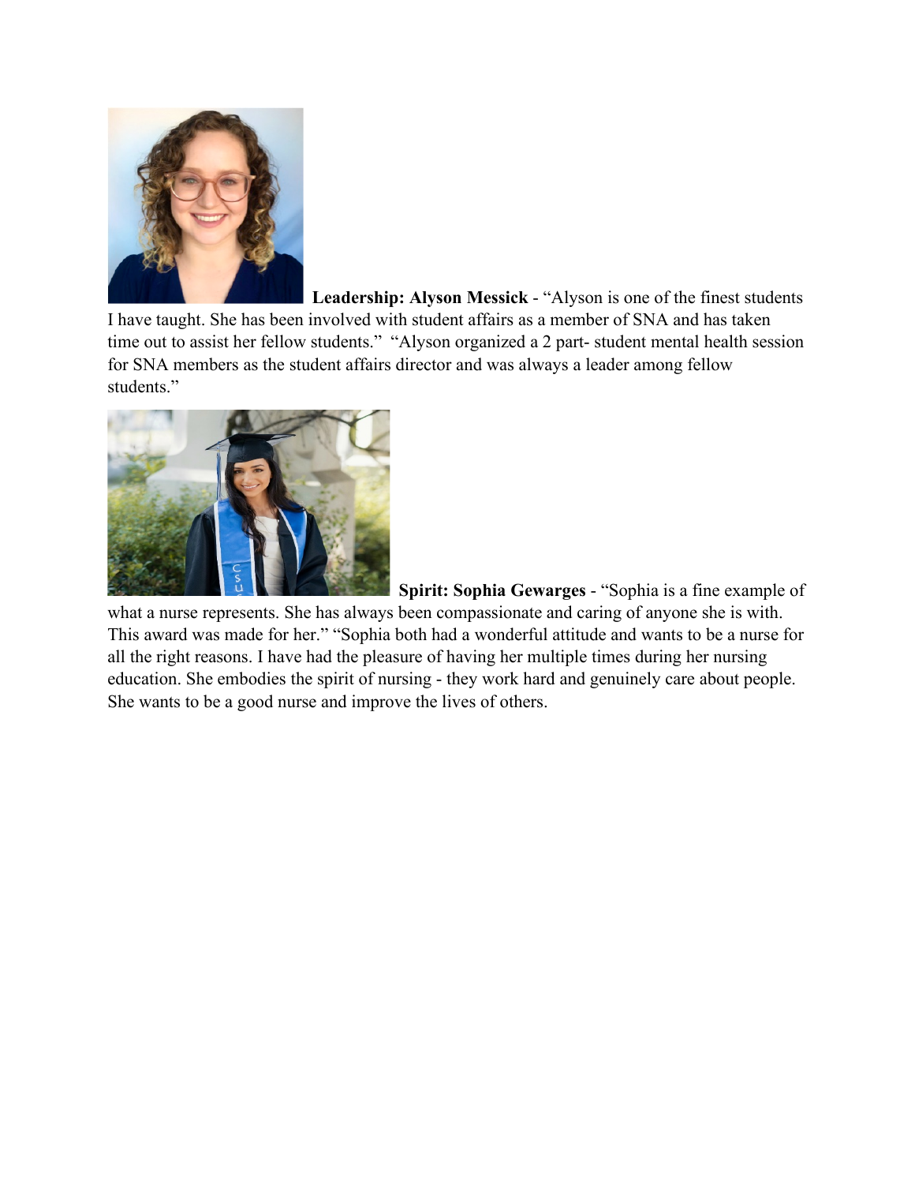**Leadership: Alyson Messick** - "Alyson is one of the finest students I have taught. She has been involved with student affairs as a member of SNA and has taken time out to assist her fellow students." "Alyson organized a 2 part- student mental health session for SNA members as the student affairs director and was always a leader among fellow students."

**Spirit: Sophia Gewarges** - "Sophia is a fine example of what a nurse represents. She has always been compassionate and caring of anyone she is with. This award was made for her." "Sophia both had a wonderful attitude and wants to be a nurse for all the right reasons. I have had the pleasure of having her multiple times during her nursing education. She embodies the spirit of nursing - they work hard and genuinely care about people. She wants to be a good nurse and improve the lives of others.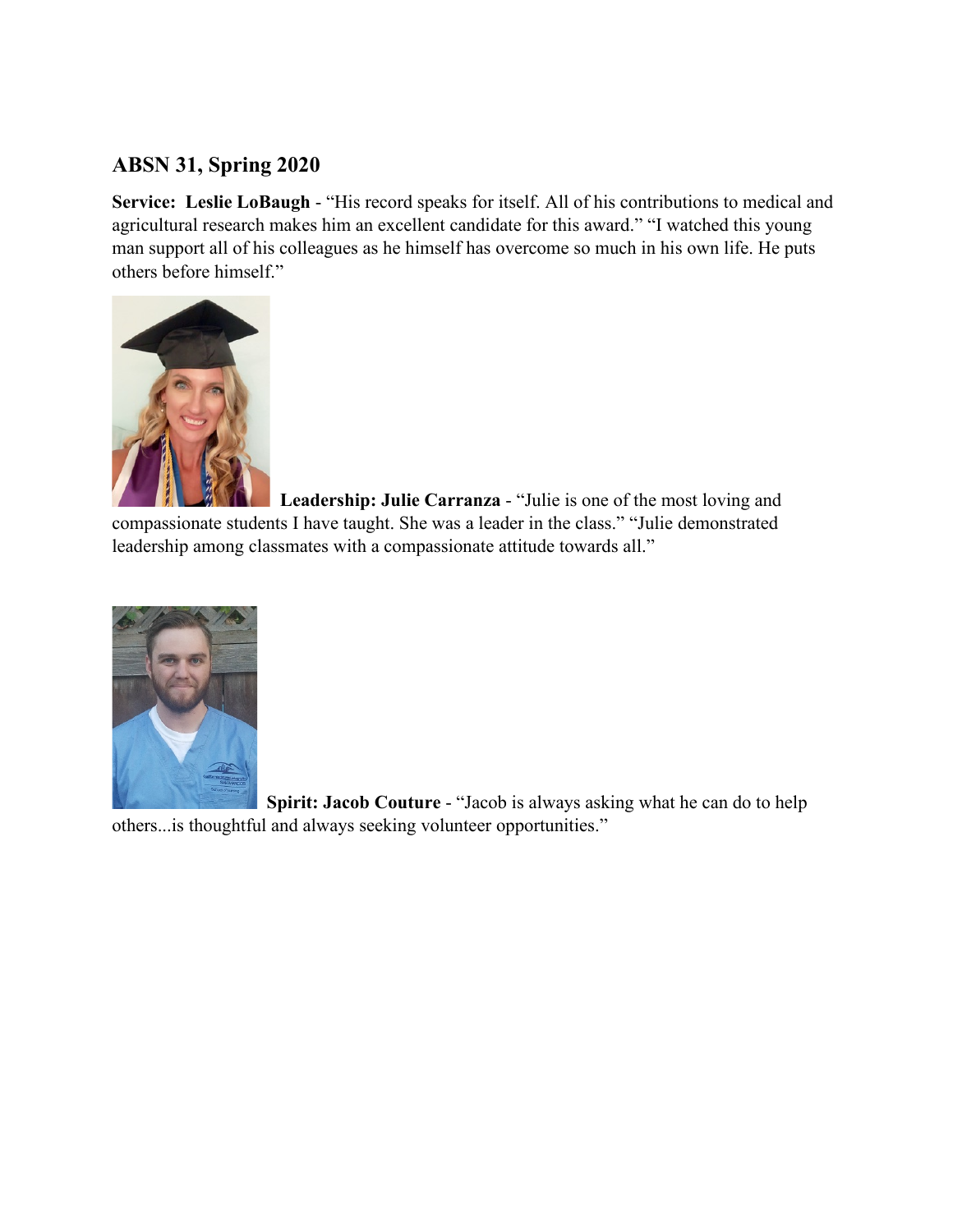## ABSN 31, Spring 2020

**Service: Leslie LoBaugh** - “His record speaks for itself. All of his contributions to medical and agricultural research makes him an excellent candidate for this award.” “I watched this young man support all of his colleagues as he himself has overcome so much in his own life. He puts others before himself.”

**Leadership: Julie Carranza** - “Julie is one of the most loving and compassionate students I have taught. She was a leader in the class.” “Julie demonstrated leadership among classmates with a compassionate attitude towards all.”

**Spirit: Jacob Couture** - “Jacob is always asking what he can do to help others...is thoughtful and always seeking volunteer opportunities.”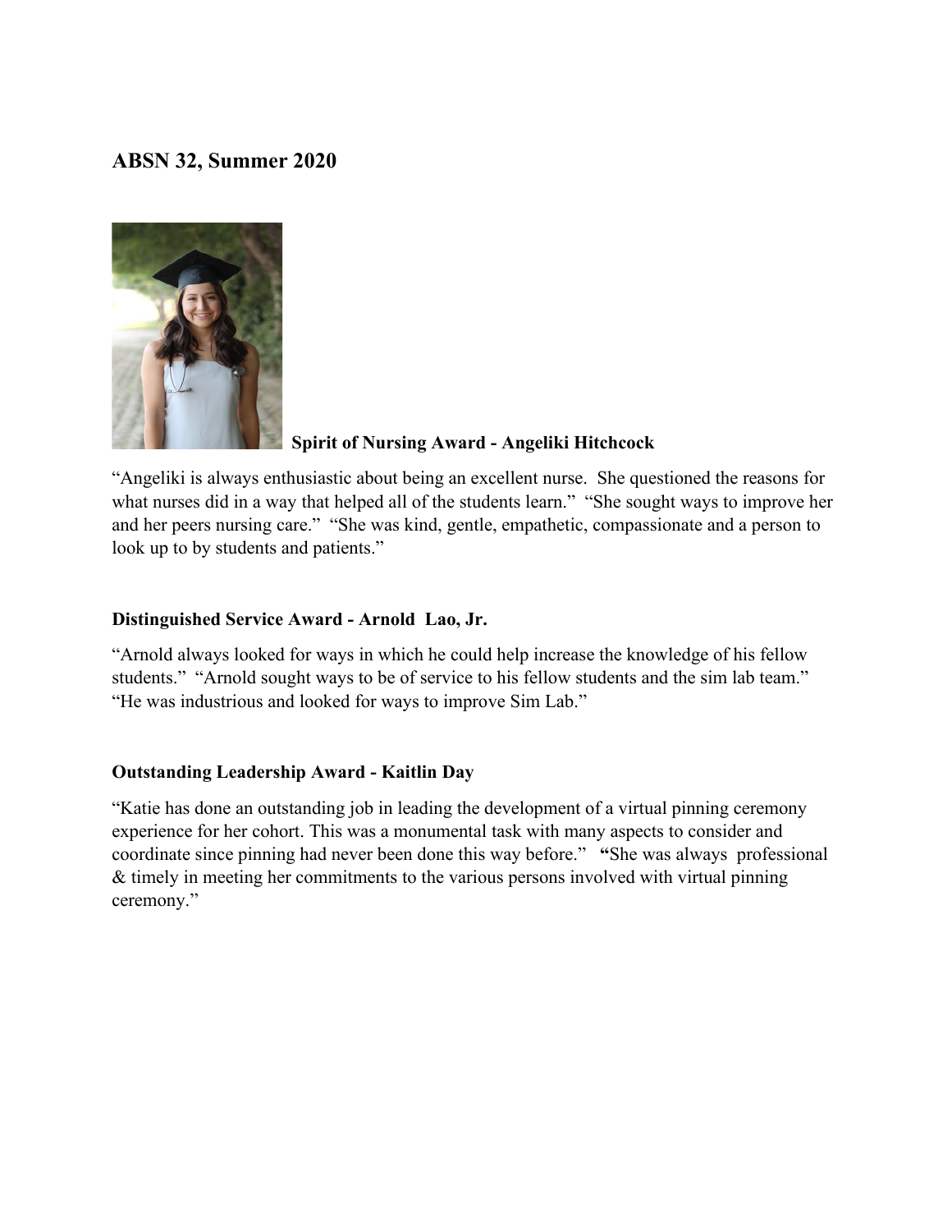## ABSN 32, Summer 2020

**Spirit of Nursing Award - Angeliki Hitchcock**

"Angeliki is always enthusiastic about being an excellent nurse. She questioned the reasons for what nurses did in a way that helped all of the students learn." "She sought ways to improve her and her peers nursing care." "She was kind, gentle, empathetic, compassionate and a person to look up to by students and patients."

**Distinguished Service Award - Arnold Lao, Jr.**

"Arnold always looked for ways in which he could help increase the knowledge of his fellow students." "Arnold sought ways to be of service to his fellow students and the sim lab team." "He was industrious and looked for ways to improve Sim Lab."

**Outstanding Leadership Award - Kaitlin Day**

"Katie has done an outstanding job in leading the development of a virtual pinning ceremony experience for her cohort. This was a monumental task with many aspects to consider and coordinate since pinning had never been done this way before." **"**She was always professional & timely in meeting her commitments to the various persons involved with virtual pinning ceremony."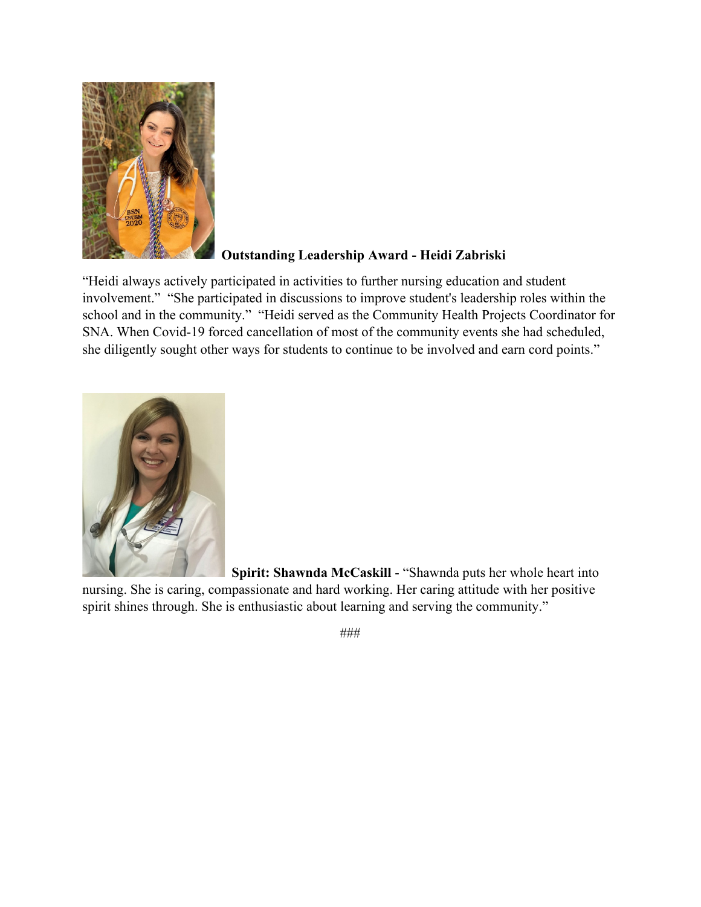**Outstanding Leadership Award - Heidi Zabriski**

"Heidi always actively participated in activities to further nursing education and student involvement." "She participated in discussions to improve student's leadership roles within the school and in the community." "Heidi served as the Community Health Projects Coordinator for SNA. When Covid-19 forced cancellation of most of the community events she had scheduled, she diligently sought other ways for students to continue to be involved and earn cord points."

**Spirit: Shawnda McCaskill** - "Shawnda puts her whole heart into nursing. She is caring, compassionate and hard working. Her caring attitude with her positive spirit shines through. She is enthusiastic about learning and serving the community."

###